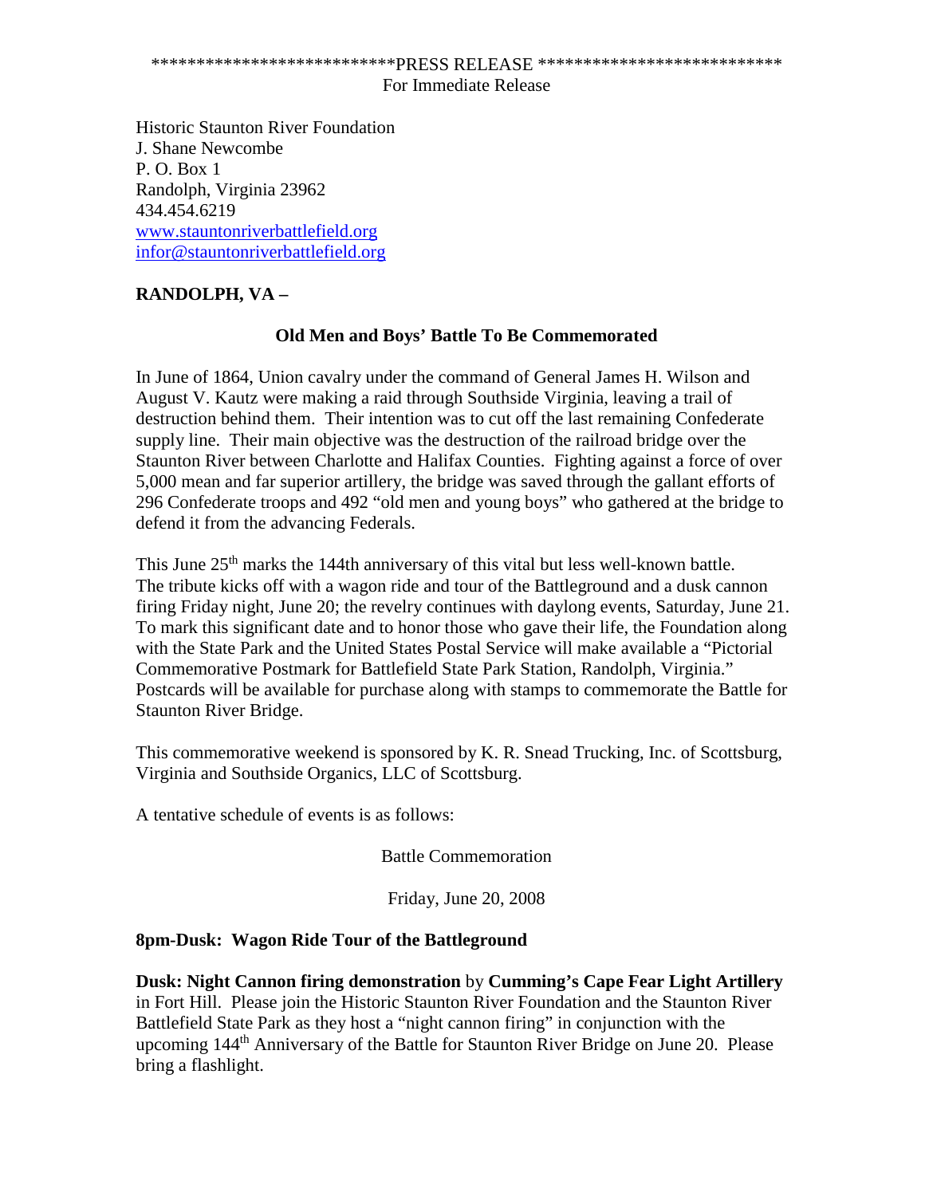****************************PRESS RELEASE ****************************
For Immediate Release

Historic Staunton River Foundation
J. Shane Newcombe
P. O. Box 1
Randolph, Virginia 23962
434.454.6219
www.stauntonriverbattlefield.org
infor@stauntonriverbattlefield.org

**RANDOLPH, VA –**

## Old Men and Boys' Battle To Be Commemorated

In June of 1864, Union cavalry under the command of General James H. Wilson and August V. Kautz were making a raid through Southside Virginia, leaving a trail of destruction behind them. Their intention was to cut off the last remaining Confederate supply line. Their main objective was the destruction of the railroad bridge over the Staunton River between Charlotte and Halifax Counties. Fighting against a force of over 5,000 mean and far superior artillery, the bridge was saved through the gallant efforts of 296 Confederate troops and 492 "old men and young boys" who gathered at the bridge to defend it from the advancing Federals.

This June 25th marks the 144th anniversary of this vital but less well-known battle. The tribute kicks off with a wagon ride and tour of the Battleground and a dusk cannon firing Friday night, June 20; the revelry continues with daylong events, Saturday, June 21. To mark this significant date and to honor those who gave their life, the Foundation along with the State Park and the United States Postal Service will make available a "Pictorial Commemorative Postmark for Battlefield State Park Station, Randolph, Virginia." Postcards will be available for purchase along with stamps to commemorate the Battle for Staunton River Bridge.

This commemorative weekend is sponsored by K. R. Snead Trucking, Inc. of Scottsburg, Virginia and Southside Organics, LLC of Scottsburg.

A tentative schedule of events is as follows:

Battle Commemoration

Friday, June 20, 2008

**8pm-Dusk: Wagon Ride Tour of the Battleground**

**Dusk: Night Cannon firing demonstration** by **Cumming's Cape Fear Light Artillery** in Fort Hill. Please join the Historic Staunton River Foundation and the Staunton River Battlefield State Park as they host a "night cannon firing" in conjunction with the upcoming 144th Anniversary of the Battle for Staunton River Bridge on June 20. Please bring a flashlight.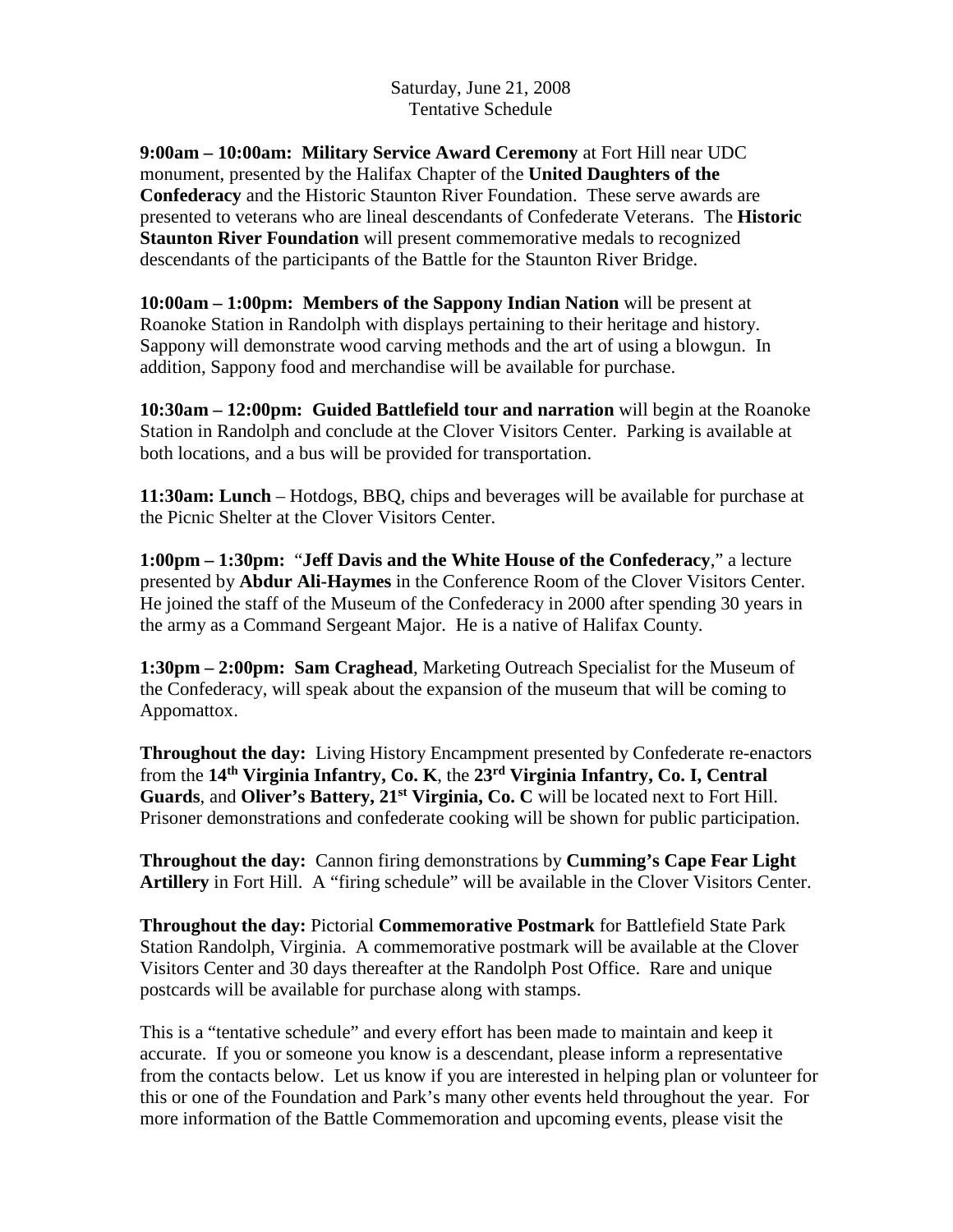Saturday, June 21, 2008
Tentative Schedule

**9:00am – 10:00am: Military Service Award Ceremony** at Fort Hill near UDC monument, presented by the Halifax Chapter of the **United Daughters of the Confederacy** and the Historic Staunton River Foundation. These serve awards are presented to veterans who are lineal descendants of Confederate Veterans. The **Historic Staunton River Foundation** will present commemorative medals to recognized descendants of the participants of the Battle for the Staunton River Bridge.

**10:00am – 1:00pm: Members of the Sappony Indian Nation** will be present at Roanoke Station in Randolph with displays pertaining to their heritage and history. Sappony will demonstrate wood carving methods and the art of using a blowgun. In addition, Sappony food and merchandise will be available for purchase.

**10:30am – 12:00pm: Guided Battlefield tour and narration** will begin at the Roanoke Station in Randolph and conclude at the Clover Visitors Center. Parking is available at both locations, and a bus will be provided for transportation.

**11:30am: Lunch** – Hotdogs, BBQ, chips and beverages will be available for purchase at the Picnic Shelter at the Clover Visitors Center.

**1:00pm – 1:30pm:** "**Jeff Davis and the White House of the Confederacy**," a lecture presented by **Abdur Ali-Haymes** in the Conference Room of the Clover Visitors Center. He joined the staff of the Museum of the Confederacy in 2000 after spending 30 years in the army as a Command Sergeant Major. He is a native of Halifax County.

**1:30pm – 2:00pm: Sam Craghead**, Marketing Outreach Specialist for the Museum of the Confederacy, will speak about the expansion of the museum that will be coming to Appomattox.

**Throughout the day:** Living History Encampment presented by Confederate re-enactors from the **14th Virginia Infantry, Co. K**, the **23rd Virginia Infantry, Co. I, Central Guards**, and **Oliver's Battery, 21st Virginia, Co. C** will be located next to Fort Hill. Prisoner demonstrations and confederate cooking will be shown for public participation.

**Throughout the day:** Cannon firing demonstrations by **Cumming's Cape Fear Light Artillery** in Fort Hill. A "firing schedule" will be available in the Clover Visitors Center.

**Throughout the day:** Pictorial **Commemorative Postmark** for Battlefield State Park Station Randolph, Virginia. A commemorative postmark will be available at the Clover Visitors Center and 30 days thereafter at the Randolph Post Office. Rare and unique postcards will be available for purchase along with stamps.

This is a "tentative schedule" and every effort has been made to maintain and keep it accurate. If you or someone you know is a descendant, please inform a representative from the contacts below. Let us know if you are interested in helping plan or volunteer for this or one of the Foundation and Park's many other events held throughout the year. For more information of the Battle Commemoration and upcoming events, please visit the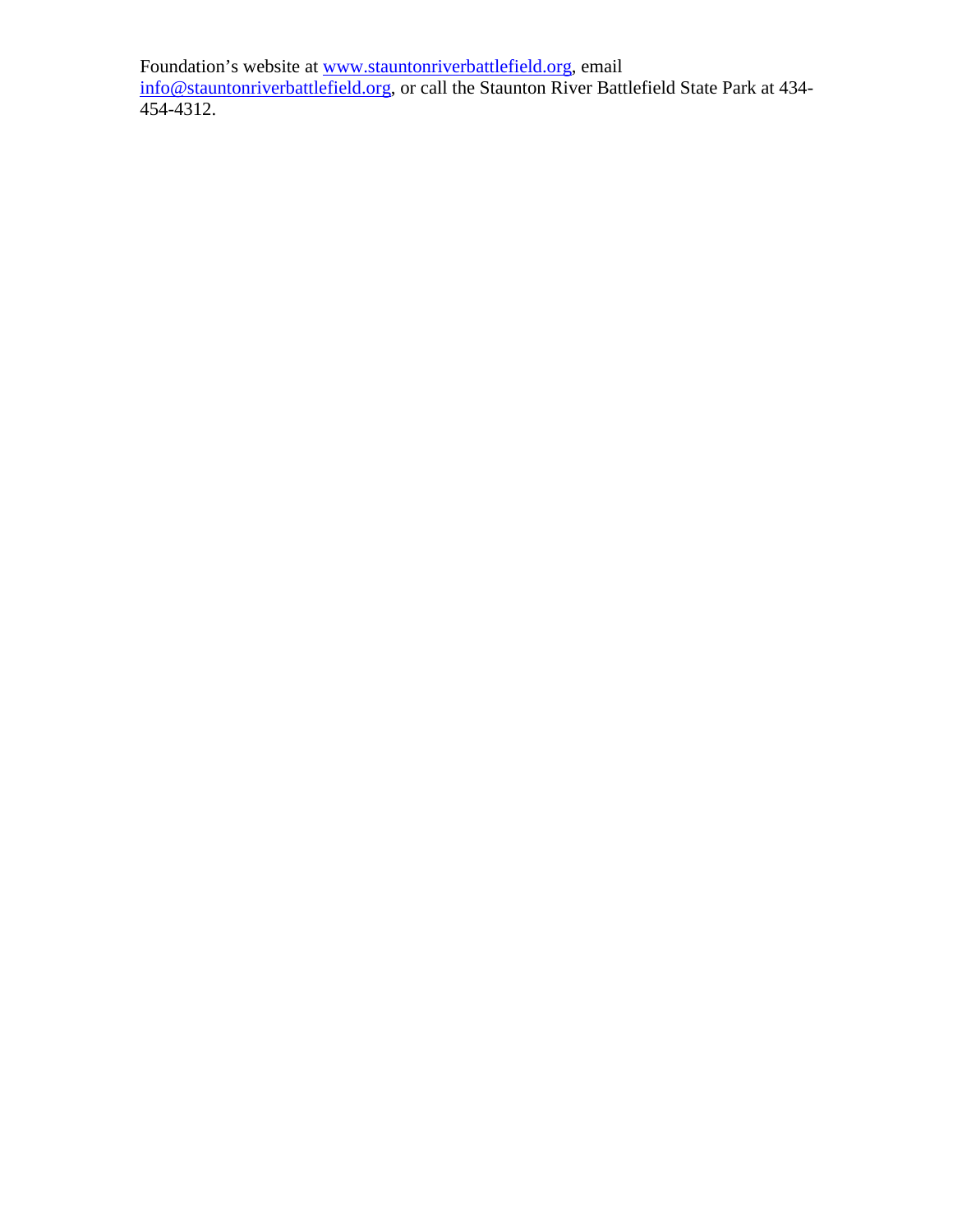Foundation's website at www.stauntonriverbattlefield.org, email info@stauntonriverbattlefield.org, or call the Staunton River Battlefield State Park at 434-454-4312.